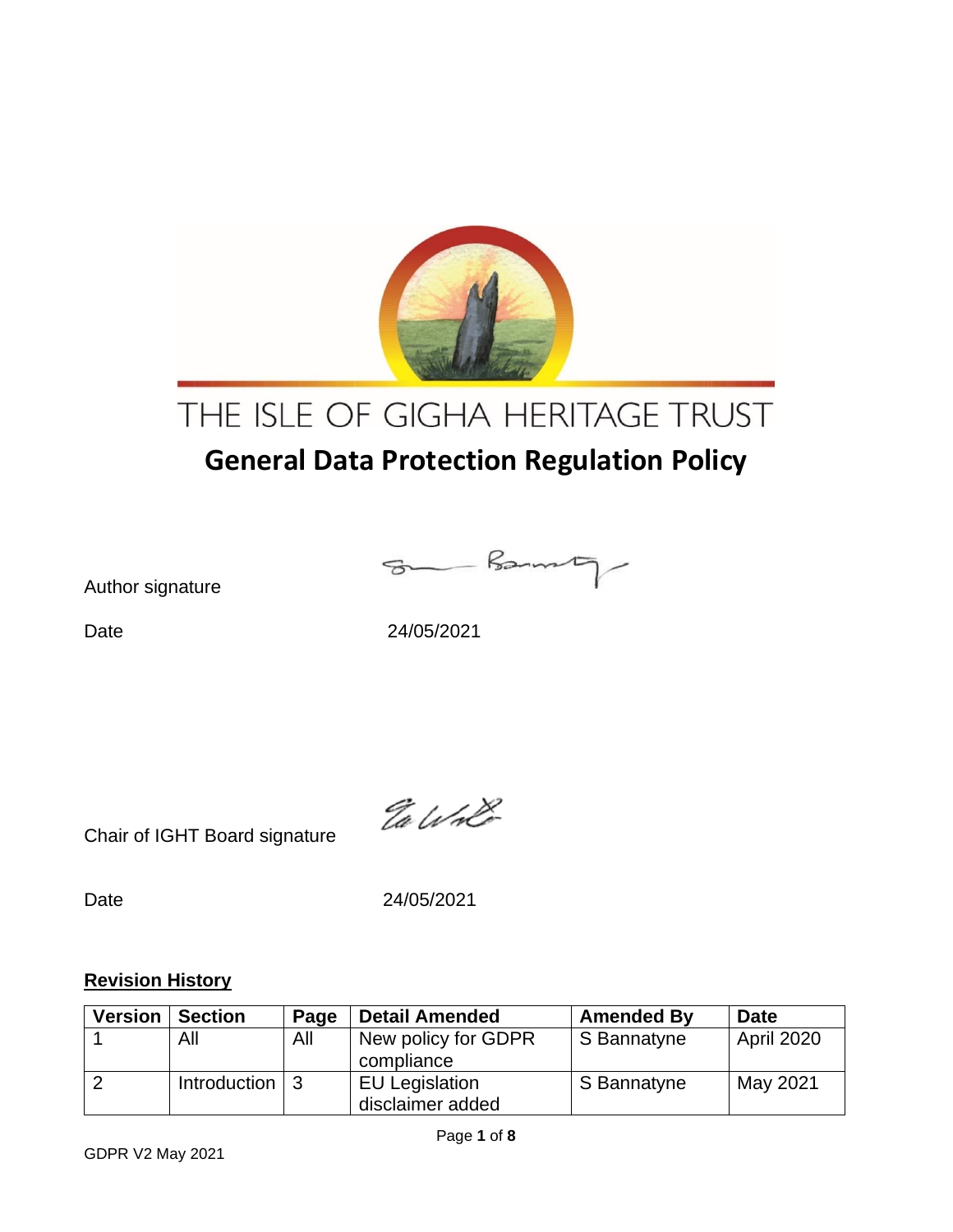# THE ISLE OF GIGHA HERITAGE TRUST

## General Data Protection Regulation Policy

Author signature

Date 24/05/2021

Chair of IGHT Board signature

Date 24/05/2021

**Revision History**

| Version | Section | Page | Detail Amended | Amended By | Date |
|---|---|---|---|---|---|
| 1 | All | All | New policy for GDPR compliance | S Bannatyne | April 2020 |
| 2 | Introduction | 3 | EU Legislation disclaimer added | S Bannatyne | May 2021 |

GDPR V2 May 2021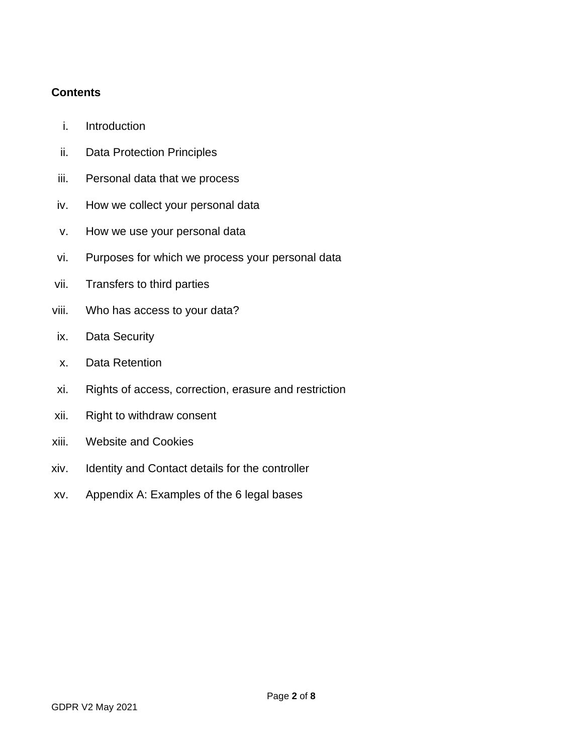**Contents**

i. Introduction
ii. Data Protection Principles
iii. Personal data that we process
iv. How we collect your personal data
v. How we use your personal data
vi. Purposes for which we process your personal data
vii. Transfers to third parties
viii. Who has access to your data?
ix. Data Security
x. Data Retention
xi. Rights of access, correction, erasure and restriction
xii. Right to withdraw consent
xiii. Website and Cookies
xiv. Identity and Contact details for the controller
xv. Appendix A: Examples of the 6 legal bases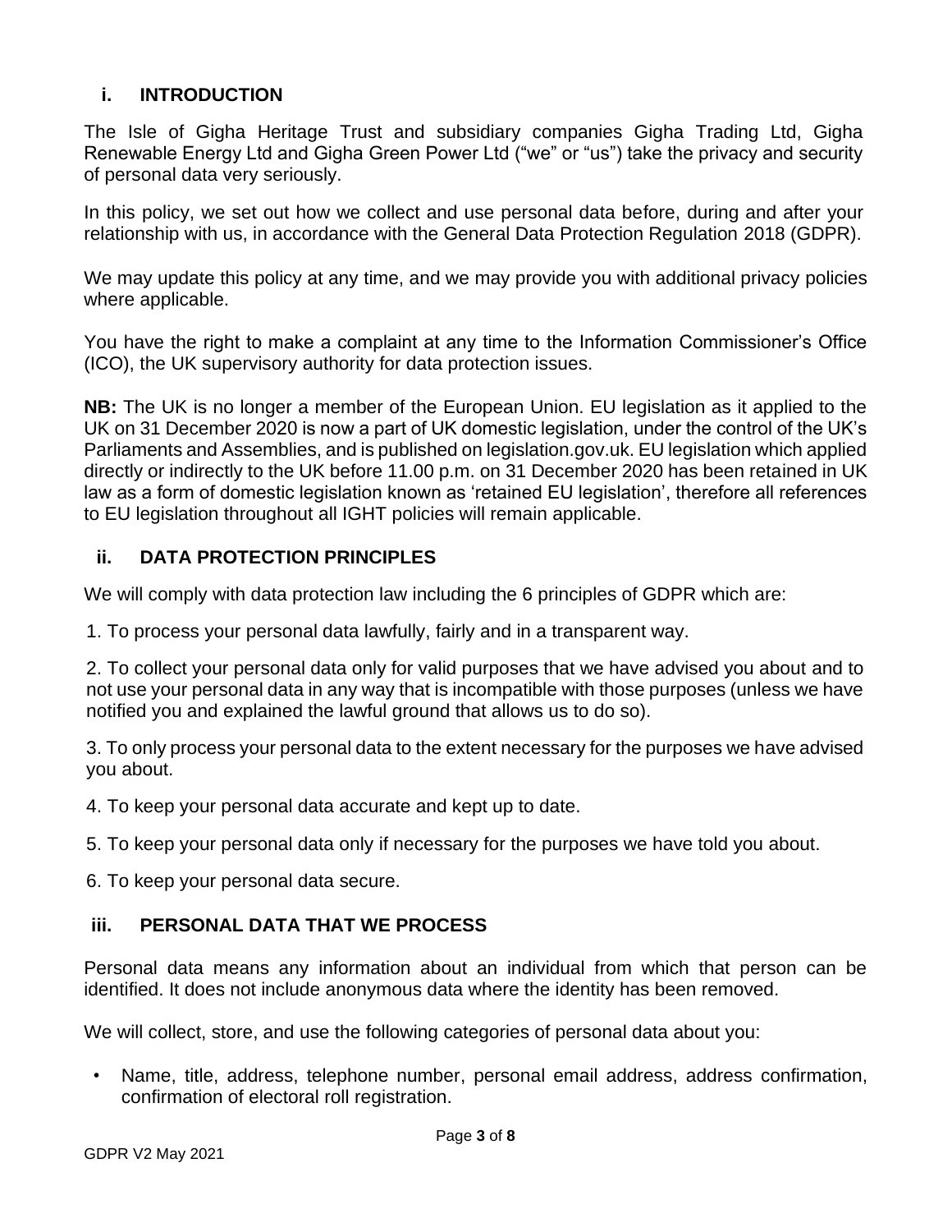## i. INTRODUCTION

The Isle of Gigha Heritage Trust and subsidiary companies Gigha Trading Ltd, Gigha Renewable Energy Ltd and Gigha Green Power Ltd ("we" or "us") take the privacy and security of personal data very seriously.

In this policy, we set out how we collect and use personal data before, during and after your relationship with us, in accordance with the General Data Protection Regulation 2018 (GDPR).

We may update this policy at any time, and we may provide you with additional privacy policies where applicable.

You have the right to make a complaint at any time to the Information Commissioner's Office (ICO), the UK supervisory authority for data protection issues.

**NB:** The UK is no longer a member of the European Union. EU legislation as it applied to the UK on 31 December 2020 is now a part of UK domestic legislation, under the control of the UK's Parliaments and Assemblies, and is published on legislation.gov.uk. EU legislation which applied directly or indirectly to the UK before 11.00 p.m. on 31 December 2020 has been retained in UK law as a form of domestic legislation known as 'retained EU legislation', therefore all references to EU legislation throughout all IGHT policies will remain applicable.

## ii. DATA PROTECTION PRINCIPLES

We will comply with data protection law including the 6 principles of GDPR which are:

1. To process your personal data lawfully, fairly and in a transparent way.
2. To collect your personal data only for valid purposes that we have advised you about and to not use your personal data in any way that is incompatible with those purposes (unless we have notified you and explained the lawful ground that allows us to do so).
3. To only process your personal data to the extent necessary for the purposes we have advised you about.
4. To keep your personal data accurate and kept up to date.
5. To keep your personal data only if necessary for the purposes we have told you about.
6. To keep your personal data secure.

## iii. PERSONAL DATA THAT WE PROCESS

Personal data means any information about an individual from which that person can be identified. It does not include anonymous data where the identity has been removed.

We will collect, store, and use the following categories of personal data about you:

- Name, title, address, telephone number, personal email address, address confirmation, confirmation of electoral roll registration.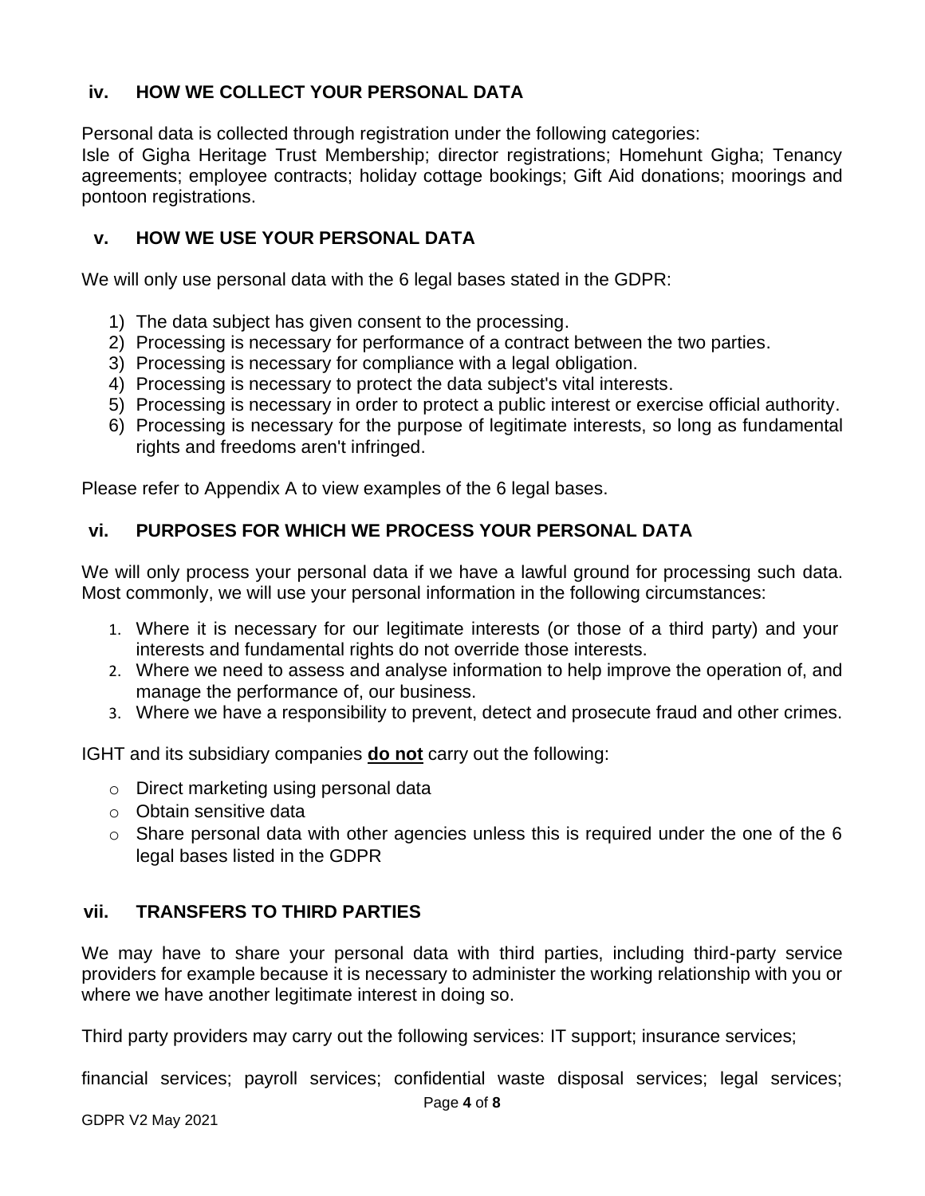## iv. HOW WE COLLECT YOUR PERSONAL DATA

Personal data is collected through registration under the following categories:
Isle of Gigha Heritage Trust Membership; director registrations; Homehunt Gigha; Tenancy agreements; employee contracts; holiday cottage bookings; Gift Aid donations; moorings and pontoon registrations.

## v. HOW WE USE YOUR PERSONAL DATA

We will only use personal data with the 6 legal bases stated in the GDPR:

1) The data subject has given consent to the processing.
2) Processing is necessary for performance of a contract between the two parties.
3) Processing is necessary for compliance with a legal obligation.
4) Processing is necessary to protect the data subject's vital interests.
5) Processing is necessary in order to protect a public interest or exercise official authority.
6) Processing is necessary for the purpose of legitimate interests, so long as fundamental rights and freedoms aren't infringed.

Please refer to Appendix A to view examples of the 6 legal bases.

## vi. PURPOSES FOR WHICH WE PROCESS YOUR PERSONAL DATA

We will only process your personal data if we have a lawful ground for processing such data. Most commonly, we will use your personal information in the following circumstances:

1. Where it is necessary for our legitimate interests (or those of a third party) and your interests and fundamental rights do not override those interests.
2. Where we need to assess and analyse information to help improve the operation of, and manage the performance of, our business.
3. Where we have a responsibility to prevent, detect and prosecute fraud and other crimes.

IGHT and its subsidiary companies **do not** carry out the following:

- Direct marketing using personal data
- Obtain sensitive data
- Share personal data with other agencies unless this is required under the one of the 6 legal bases listed in the GDPR

## vii. TRANSFERS TO THIRD PARTIES

We may have to share your personal data with third parties, including third-party service providers for example because it is necessary to administer the working relationship with you or where we have another legitimate interest in doing so.

Third party providers may carry out the following services: IT support; insurance services;

financial services; payroll services; confidential waste disposal services; legal services;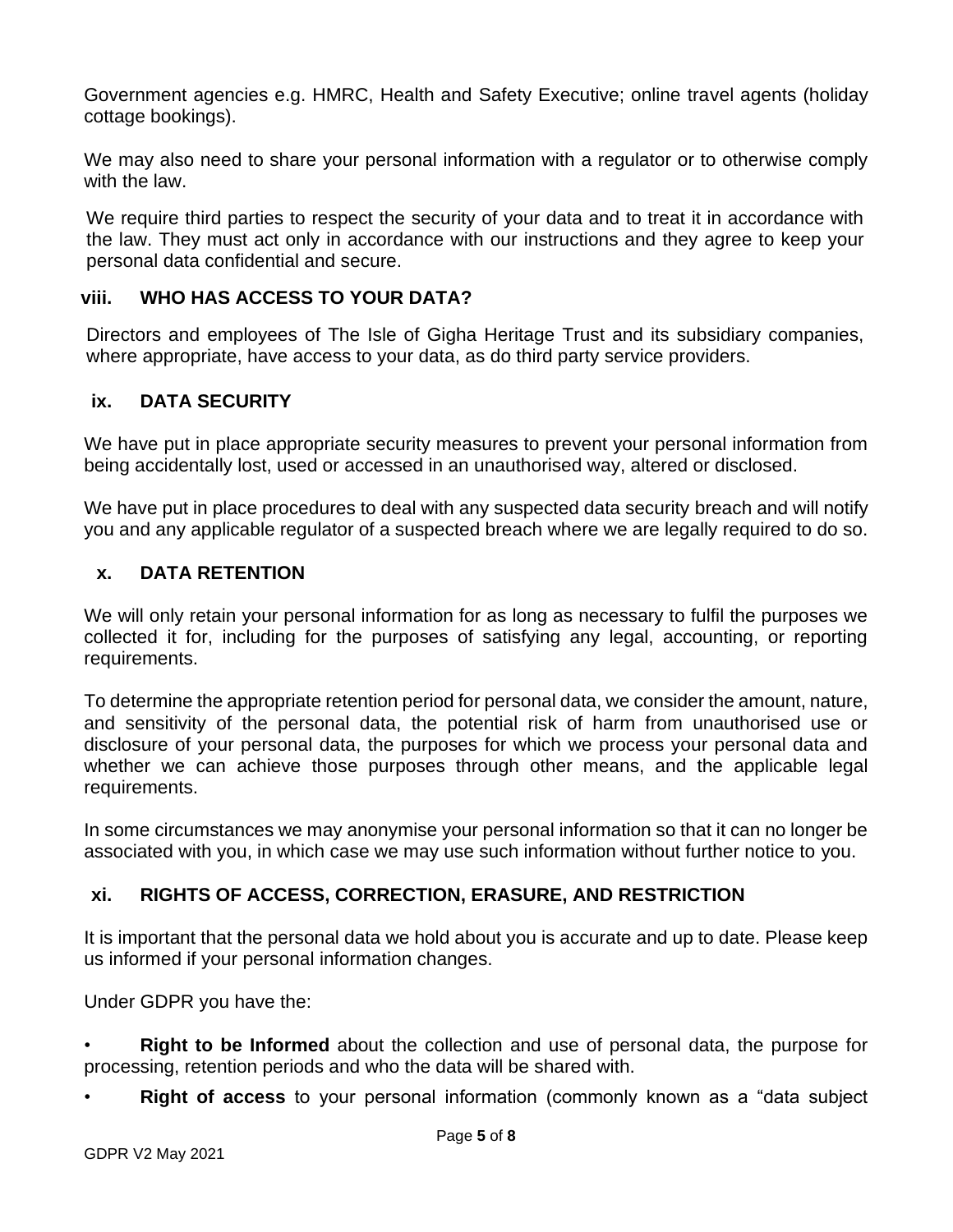Government agencies e.g. HMRC, Health and Safety Executive; online travel agents (holiday cottage bookings).

We may also need to share your personal information with a regulator or to otherwise comply with the law.

We require third parties to respect the security of your data and to treat it in accordance with the law. They must act only in accordance with our instructions and they agree to keep your personal data confidential and secure.

## viii. WHO HAS ACCESS TO YOUR DATA?

Directors and employees of The Isle of Gigha Heritage Trust and its subsidiary companies, where appropriate, have access to your data, as do third party service providers.

## ix. DATA SECURITY

We have put in place appropriate security measures to prevent your personal information from being accidentally lost, used or accessed in an unauthorised way, altered or disclosed.

We have put in place procedures to deal with any suspected data security breach and will notify you and any applicable regulator of a suspected breach where we are legally required to do so.

## x. DATA RETENTION

We will only retain your personal information for as long as necessary to fulfil the purposes we collected it for, including for the purposes of satisfying any legal, accounting, or reporting requirements.

To determine the appropriate retention period for personal data, we consider the amount, nature, and sensitivity of the personal data, the potential risk of harm from unauthorised use or disclosure of your personal data, the purposes for which we process your personal data and whether we can achieve those purposes through other means, and the applicable legal requirements.

In some circumstances we may anonymise your personal information so that it can no longer be associated with you, in which case we may use such information without further notice to you.

## xi. RIGHTS OF ACCESS, CORRECTION, ERASURE, AND RESTRICTION

It is important that the personal data we hold about you is accurate and up to date. Please keep us informed if your personal information changes.

Under GDPR you have the:

- **Right to be Informed** about the collection and use of personal data, the purpose for processing, retention periods and who the data will be shared with.
- **Right of access** to your personal information (commonly known as a "data subject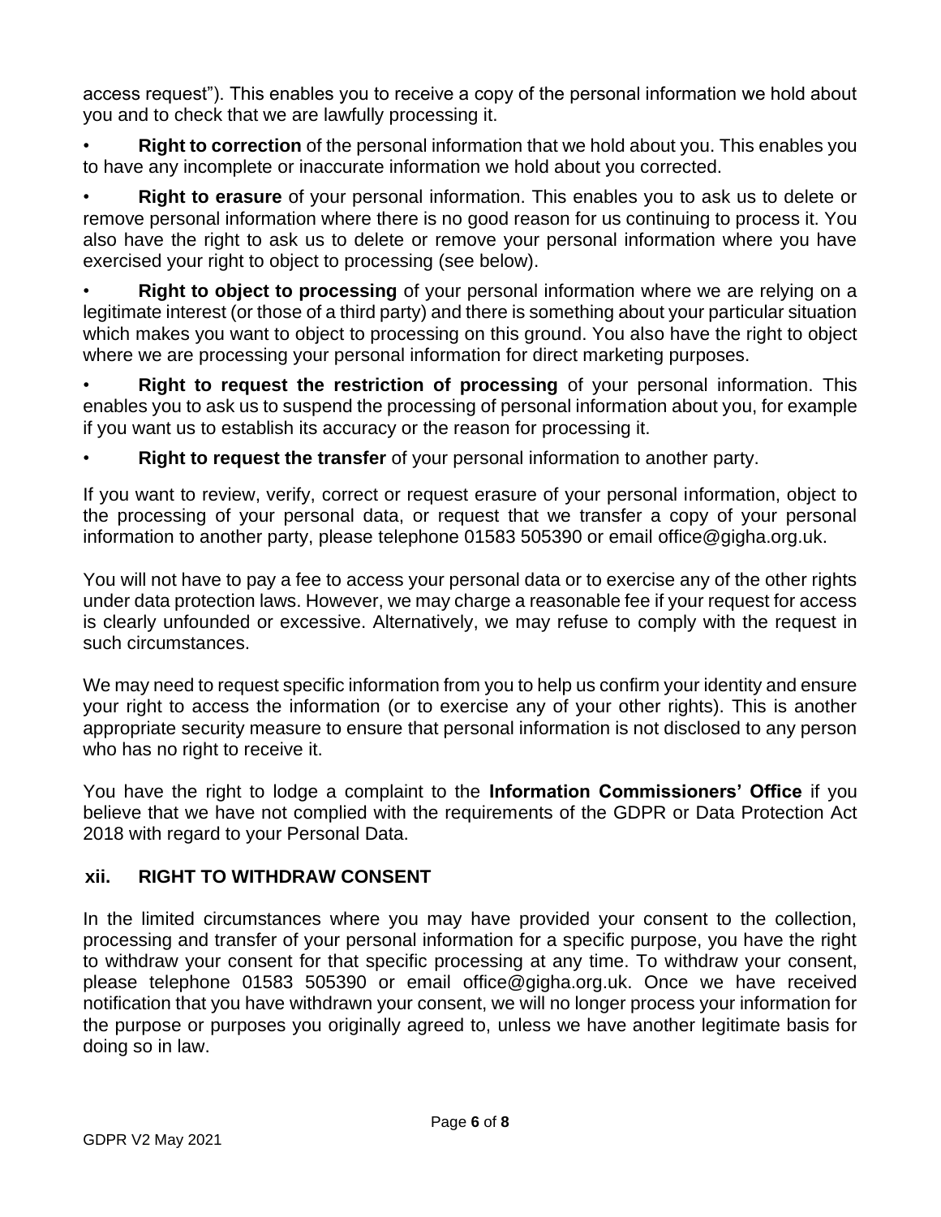access request”). This enables you to receive a copy of the personal information we hold about you and to check that we are lawfully processing it.

- **Right to correction** of the personal information that we hold about you. This enables you to have any incomplete or inaccurate information we hold about you corrected.
- **Right to erasure** of your personal information. This enables you to ask us to delete or remove personal information where there is no good reason for us continuing to process it. You also have the right to ask us to delete or remove your personal information where you have exercised your right to object to processing (see below).
- **Right to object to processing** of your personal information where we are relying on a legitimate interest (or those of a third party) and there is something about your particular situation which makes you want to object to processing on this ground. You also have the right to object where we are processing your personal information for direct marketing purposes.
- **Right to request the restriction of processing** of your personal information. This enables you to ask us to suspend the processing of personal information about you, for example if you want us to establish its accuracy or the reason for processing it.
- **Right to request the transfer** of your personal information to another party.

If you want to review, verify, correct or request erasure of your personal information, object to the processing of your personal data, or request that we transfer a copy of your personal information to another party, please telephone 01583 505390 or email office@gigha.org.uk.

You will not have to pay a fee to access your personal data or to exercise any of the other rights under data protection laws. However, we may charge a reasonable fee if your request for access is clearly unfounded or excessive. Alternatively, we may refuse to comply with the request in such circumstances.

We may need to request specific information from you to help us confirm your identity and ensure your right to access the information (or to exercise any of your other rights). This is another appropriate security measure to ensure that personal information is not disclosed to any person who has no right to receive it.

You have the right to lodge a complaint to the **Information Commissioners’ Office** if you believe that we have not complied with the requirements of the GDPR or Data Protection Act 2018 with regard to your Personal Data.

## xii. RIGHT TO WITHDRAW CONSENT

In the limited circumstances where you may have provided your consent to the collection, processing and transfer of your personal information for a specific purpose, you have the right to withdraw your consent for that specific processing at any time. To withdraw your consent, please telephone 01583 505390 or email office@gigha.org.uk. Once we have received notification that you have withdrawn your consent, we will no longer process your information for the purpose or purposes you originally agreed to, unless we have another legitimate basis for doing so in law.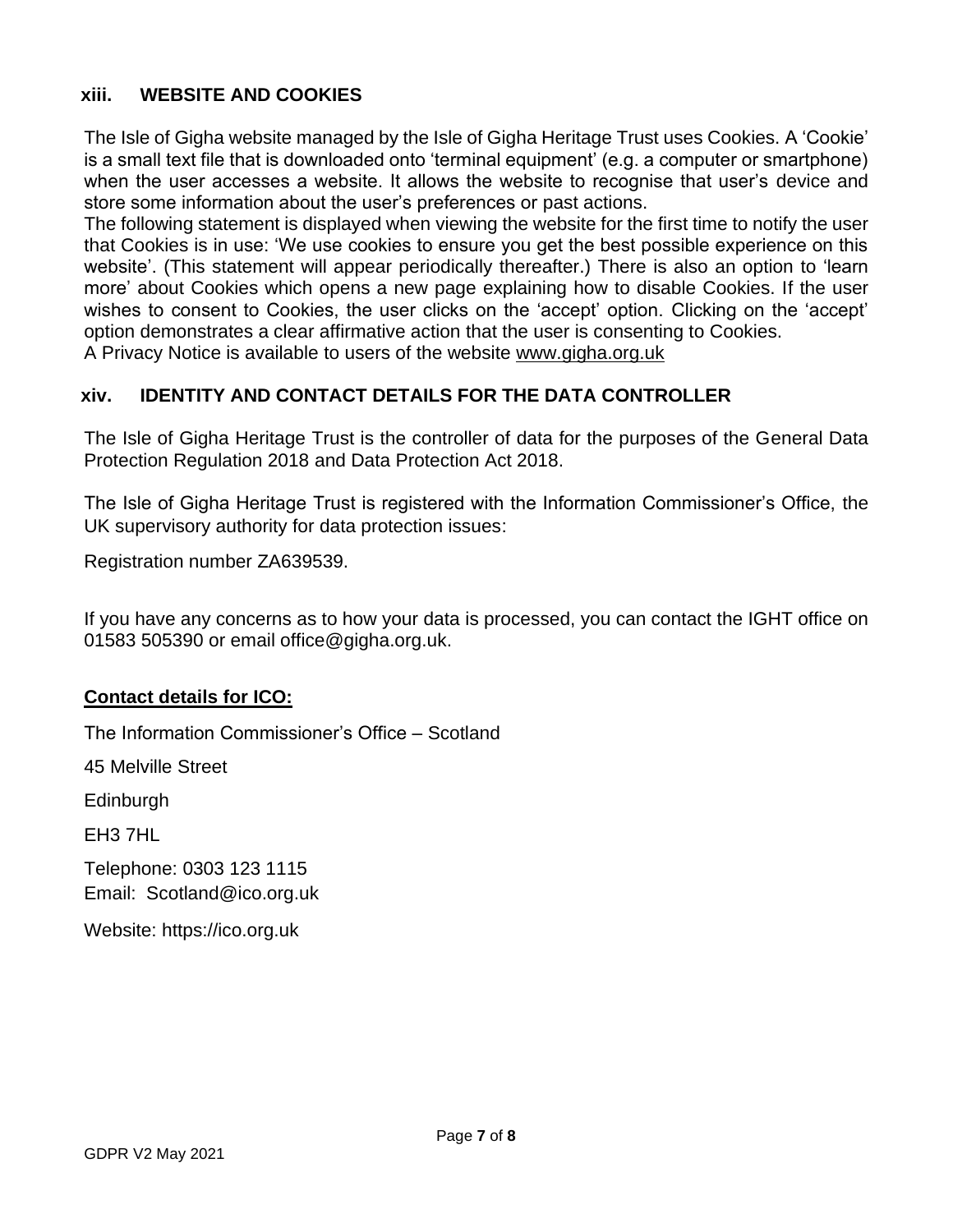## xiii. WEBSITE AND COOKIES

The Isle of Gigha website managed by the Isle of Gigha Heritage Trust uses Cookies. A 'Cookie' is a small text file that is downloaded onto 'terminal equipment' (e.g. a computer or smartphone) when the user accesses a website. It allows the website to recognise that user's device and store some information about the user's preferences or past actions.
The following statement is displayed when viewing the website for the first time to notify the user that Cookies is in use: 'We use cookies to ensure you get the best possible experience on this website'. (This statement will appear periodically thereafter.) There is also an option to 'learn more' about Cookies which opens a new page explaining how to disable Cookies. If the user wishes to consent to Cookies, the user clicks on the 'accept' option. Clicking on the 'accept' option demonstrates a clear affirmative action that the user is consenting to Cookies.
A Privacy Notice is available to users of the website www.gigha.org.uk

## xiv. IDENTITY AND CONTACT DETAILS FOR THE DATA CONTROLLER

The Isle of Gigha Heritage Trust is the controller of data for the purposes of the General Data Protection Regulation 2018 and Data Protection Act 2018.

The Isle of Gigha Heritage Trust is registered with the Information Commissioner's Office, the UK supervisory authority for data protection issues:

Registration number ZA639539.

If you have any concerns as to how your data is processed, you can contact the IGHT office on 01583 505390 or email office@gigha.org.uk.

**Contact details for ICO:**

The Information Commissioner's Office – Scotland

45 Melville Street

Edinburgh

EH3 7HL

Telephone: 0303 123 1115
Email: Scotland@ico.org.uk

Website: https://ico.org.uk

GDPR V2 May 2021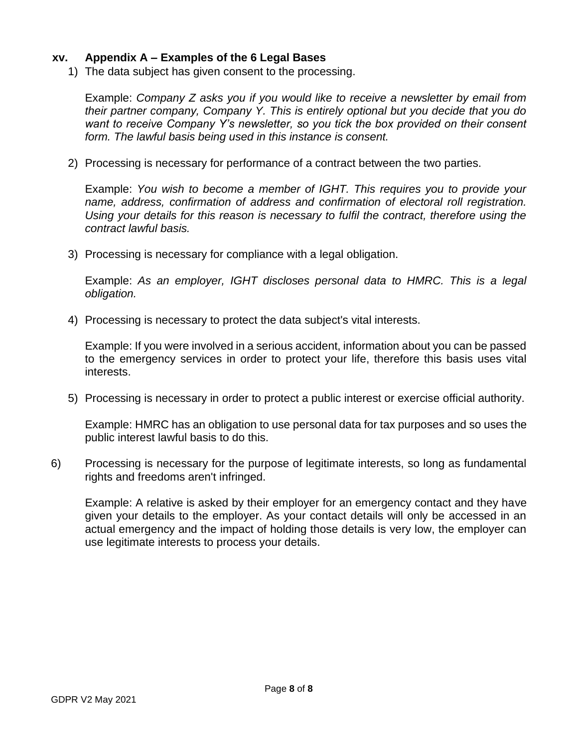## xv. Appendix A – Examples of the 6 Legal Bases

1) The data subject has given consent to the processing.

   Example: *Company Z asks you if you would like to receive a newsletter by email from their partner company, Company Y. This is entirely optional but you decide that you do want to receive Company Y's newsletter, so you tick the box provided on their consent form. The lawful basis being used in this instance is consent.*

2) Processing is necessary for performance of a contract between the two parties.

   Example: *You wish to become a member of IGHT. This requires you to provide your name, address, confirmation of address and confirmation of electoral roll registration. Using your details for this reason is necessary to fulfil the contract, therefore using the contract lawful basis.*

3) Processing is necessary for compliance with a legal obligation.

   Example: *As an employer, IGHT discloses personal data to HMRC. This is a legal obligation.*

4) Processing is necessary to protect the data subject's vital interests.

   Example: If you were involved in a serious accident, information about you can be passed to the emergency services in order to protect your life, therefore this basis uses vital interests.

5) Processing is necessary in order to protect a public interest or exercise official authority.

   Example: HMRC has an obligation to use personal data for tax purposes and so uses the public interest lawful basis to do this.

6) Processing is necessary for the purpose of legitimate interests, so long as fundamental rights and freedoms aren't infringed.

   Example: A relative is asked by their employer for an emergency contact and they have given your details to the employer. As your contact details will only be accessed in an actual emergency and the impact of holding those details is very low, the employer can use legitimate interests to process your details.

GDPR V2 May 2021